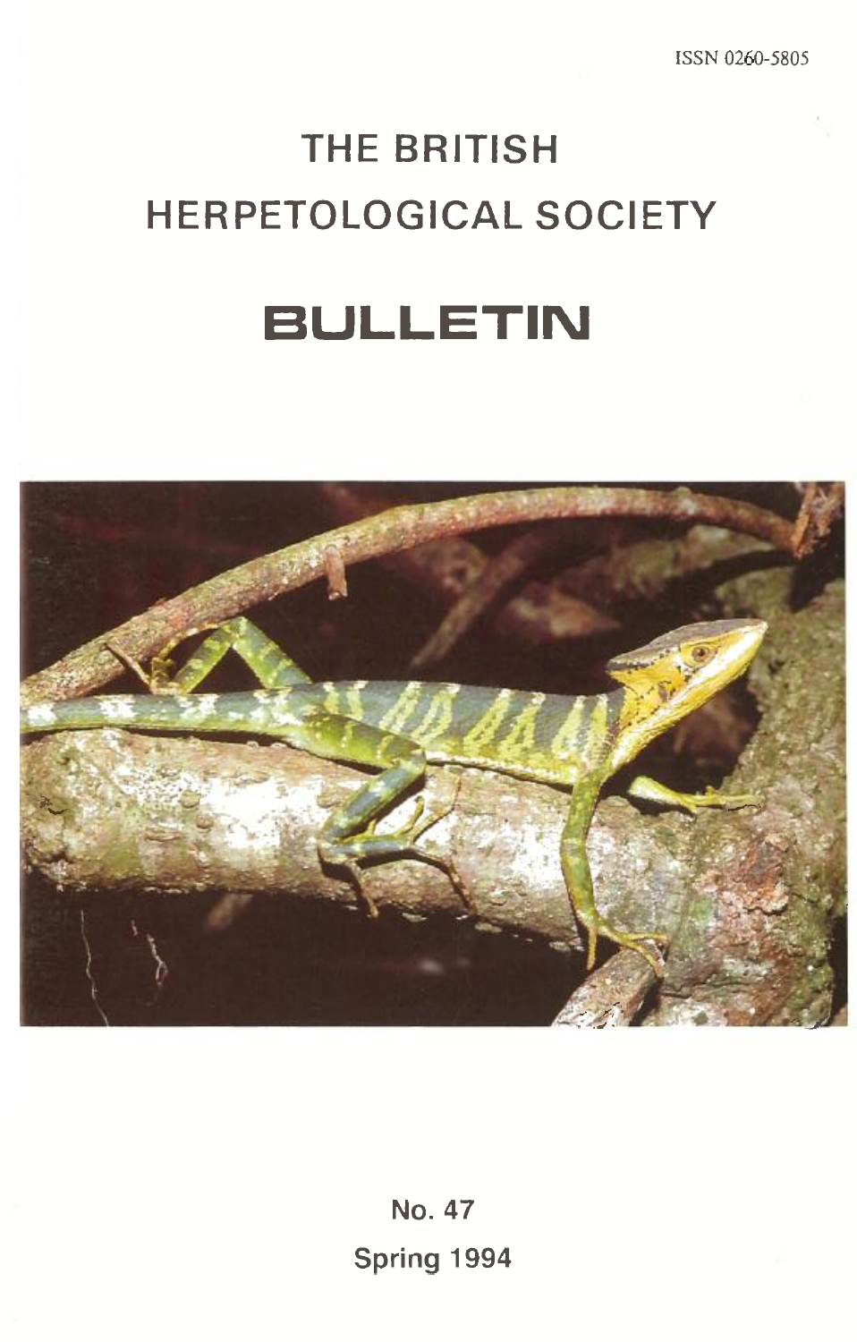ISSN 0260-5805

# THE BRITISH HERPETOLOGICAL SOCIETY

# BULLETIN

No. 47

Spring 1994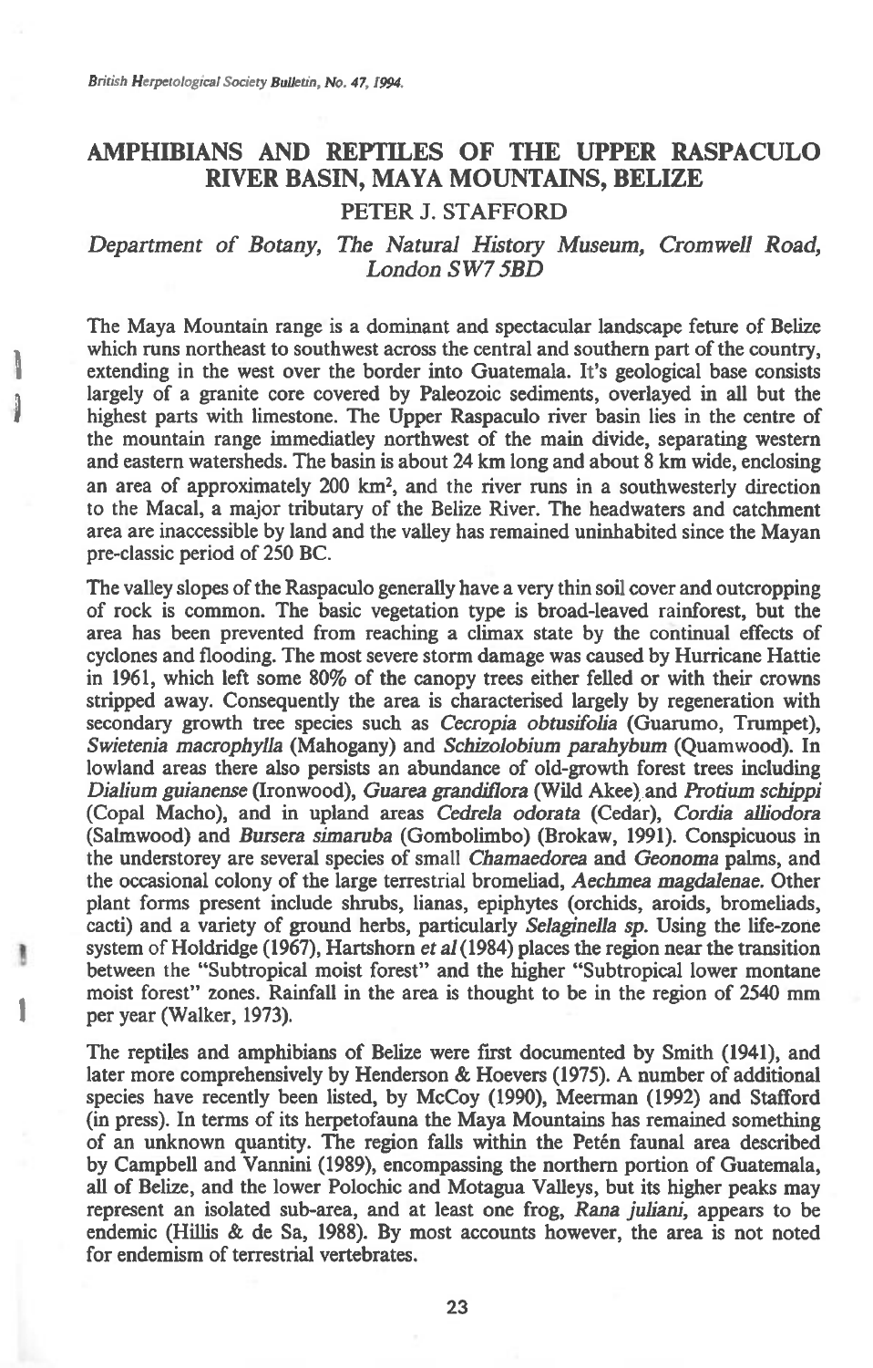# AMPHIBIANS AND REPTILES OF THE UPPER RASPACULO RIVER BASIN, MAYA MOUNTAINS, BELIZE

## PETER J. STAFFORD

*Department of Botany, The Natural History Museum, Cromwell Road, London SW7 5BD*

The Maya Mountain range is a dominant and spectacular landscape feture of Belize which runs northeast to southwest across the central and southern part of the country, extending in the west over the border into Guatemala. It's geological base consists largely of a granite core covered by Paleozoic sediments, overlayed in all but the highest parts with limestone. The Upper Raspaculo river basin lies in the centre of the mountain range immediatley northwest of the main divide, separating western and eastern watersheds. The basin is about 24 km long and about 8 km wide, enclosing an area of approximately 200 km$^2$, and the river runs in a southwesterly direction to the Macal, a major tributary of the Belize River. The headwaters and catchment area are inaccessible by land and the valley has remained uninhabited since the Mayan pre-classic period of 250 BC.

The valley slopes of the Raspaculo generally have a very thin soil cover and outcropping of rock is common. The basic vegetation type is broad-leaved rainforest, but the area has been prevented from reaching a climax state by the continual effects of cyclones and flooding. The most severe storm damage was caused by Hurricane Hattie in 1961, which left some 80% of the canopy trees either felled or with their crowns stripped away. Consequently the area is characterised largely by regeneration with secondary growth tree species such as *Cecropia obtusifolia* (Guarumo, Trumpet), *Swietenia macrophylla* (Mahogany) and *Schizolobium parahybum* (Quamwood). In lowland areas there also persists an abundance of old-growth forest trees including *Dialium guianense* (Ironwood), *Guarea grandiflora* (Wild Akee) and *Protium schippi* (Copal Macho), and in upland areas *Cedrela odorata* (Cedar), *Cordia alliodora* (Salmwood) and *Bursera simaruba* (Gombolimbo) (Brokaw, 1991). Conspicuous in the understorey are several species of small *Chamaedorea* and *Geonoma* palms, and the occasional colony of the large terrestrial bromeliad, *Aechmea magdalenae*. Other plant forms present include shrubs, lianas, epiphytes (orchids, aroids, bromeliads, cacti) and a variety of ground herbs, particularly *Selaginella sp.* Using the life-zone system of Holdridge (1967), Hartshorn *et al* (1984) places the region near the transition between the "Subtropical moist forest" and the higher "Subtropical lower montane moist forest" zones. Rainfall in the area is thought to be in the region of 2540 mm per year (Walker, 1973).

The reptiles and amphibians of Belize were first documented by Smith (1941), and later more comprehensively by Henderson & Hoevers (1975). A number of additional species have recently been listed, by McCoy (1990), Meerman (1992) and Stafford (in press). In terms of its herpetofauna the Maya Mountains has remained something of an unknown quantity. The region falls within the Petén faunal area described by Campbell and Vannini (1989), encompassing the northern portion of Guatemala, all of Belize, and the lower Polochic and Motagua Valleys, but its higher peaks may represent an isolated sub-area, and at least one frog, *Rana juliani*, appears to be endemic (Hillis & de Sa, 1988). By most accounts however, the area is not noted for endemism of terrestrial vertebrates.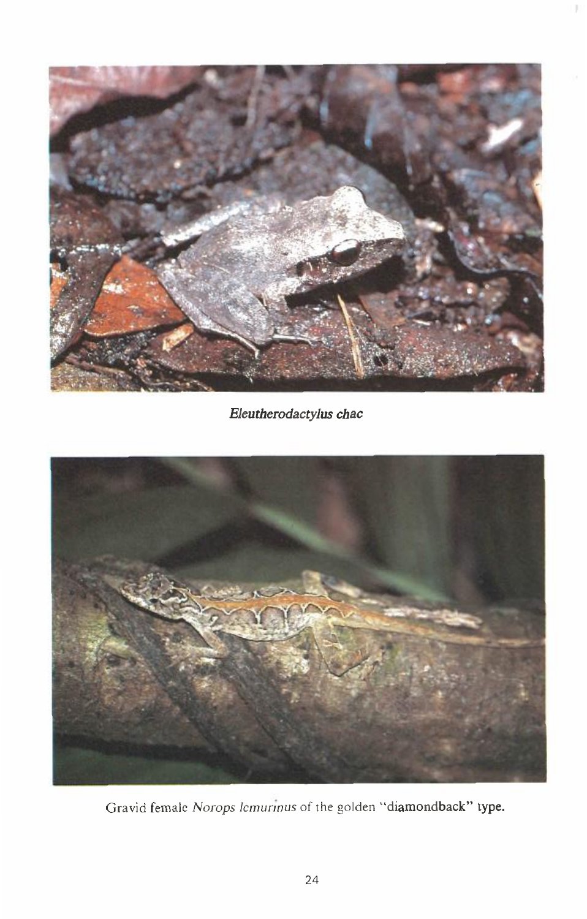*Eleutherodactylus chac*

Gravid female *Norops lemurinus* of the golden "diamondback" type.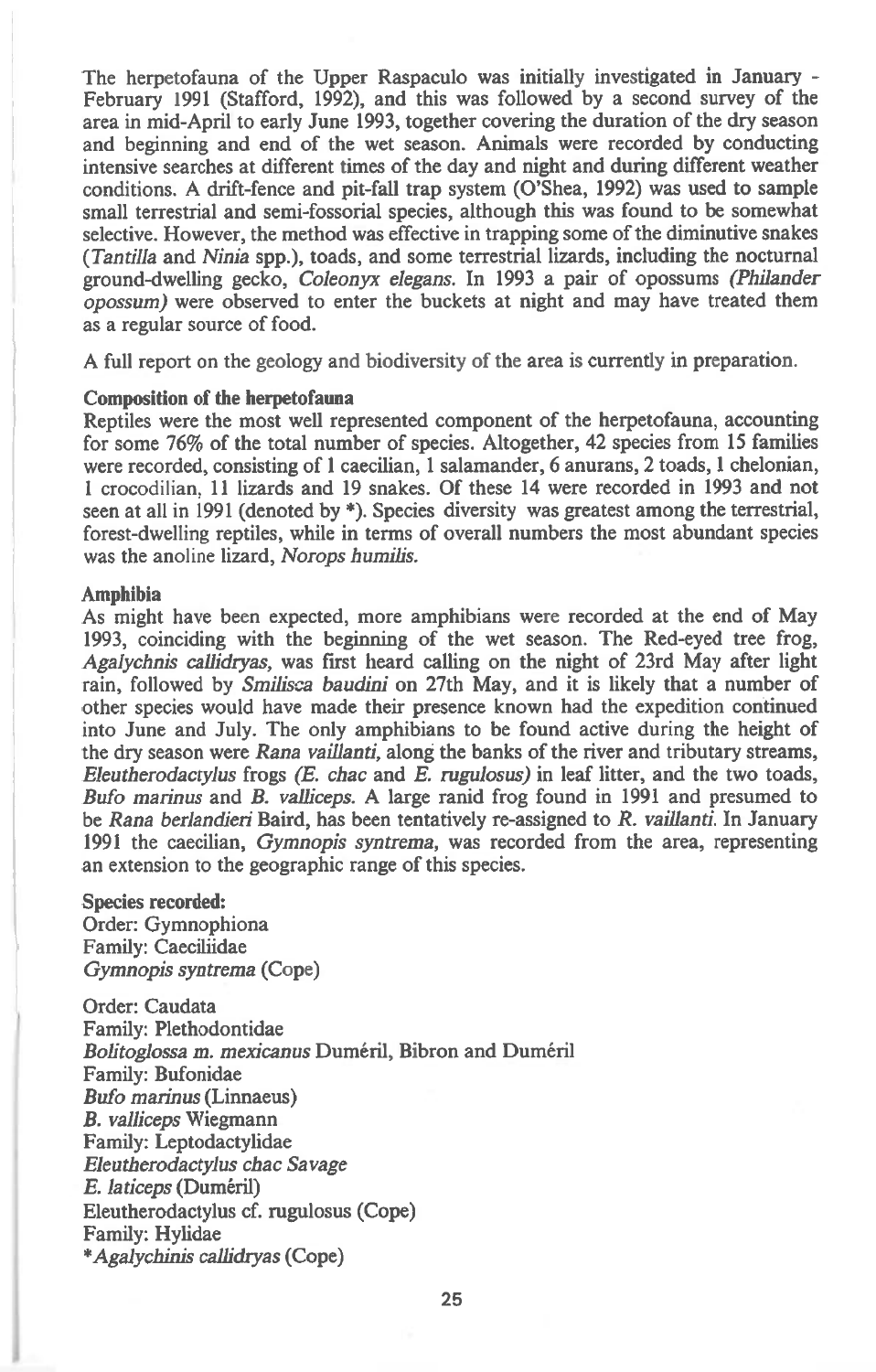The herpetofauna of the Upper Raspaculo was initially investigated in January - February 1991 (Stafford, 1992), and this was followed by a second survey of the area in mid-April to early June 1993, together covering the duration of the dry season and beginning and end of the wet season. Animals were recorded by conducting intensive searches at different times of the day and night and during different weather conditions. A drift-fence and pit-fall trap system (O'Shea, 1992) was used to sample small terrestrial and semi-fossorial species, although this was found to be somewhat selective. However, the method was effective in trapping some of the diminutive snakes (*Tantilla* and *Ninia* spp.), toads, and some terrestrial lizards, including the nocturnal ground-dwelling gecko, *Coleonyx elegans*. In 1993 a pair of opossums (*Philander opossum*) were observed to enter the buckets at night and may have treated them as a regular source of food.

A full report on the geology and biodiversity of the area is currently in preparation.

**Composition of the herpetofauna**

Reptiles were the most well represented component of the herpetofauna, accounting for some 76% of the total number of species. Altogether, 42 species from 15 families were recorded, consisting of 1 caecilian, 1 salamander, 6 anurans, 2 toads, 1 chelonian, 1 crocodilian, 11 lizards and 19 snakes. Of these 14 were recorded in 1993 and not seen at all in 1991 (denoted by *). Species diversity was greatest among the terrestrial, forest-dwelling reptiles, while in terms of overall numbers the most abundant species was the anoline lizard, *Norops humilis*.

**Amphibia**

As might have been expected, more amphibians were recorded at the end of May 1993, coinciding with the beginning of the wet season. The Red-eyed tree frog, *Agalychnis callidryas*, was first heard calling on the night of 23rd May after light rain, followed by *Smilisca baudini* on 27th May, and it is likely that a number of other species would have made their presence known had the expedition continued into June and July. The only amphibians to be found active during the height of the dry season were *Rana vaillanti*, along the banks of the river and tributary streams, *Eleutherodactylus* frogs (*E. chac* and *E. rugulosus*) in leaf litter, and the two toads, *Bufo marinus* and *B. valliceps*. A large ranid frog found in 1991 and presumed to be *Rana berlandieri* Baird, has been tentatively re-assigned to *R. vaillanti*. In January 1991 the caecilian, *Gymnopis syntrema*, was recorded from the area, representing an extension to the geographic range of this species.

**Species recorded:**

Order: Gymnophiona
Family: Caeciliidae
*Gymnopis syntrema* (Cope)

Order: Caudata
Family: Plethodontidae
*Bolitoglossa m. mexicanus* Duméril, Bibron and Duméril
Family: Bufonidae
*Bufo marinus* (Linnaeus)
*B. valliceps* Wiegmann
Family: Leptodactylidae
*Eleutherodactylus chac* Savage
*E. laticeps* (Duméril)
Eleutherodactylus cf. rugulosus (Cope)
Family: Hylidae
**Agalychinis callidryas* (Cope)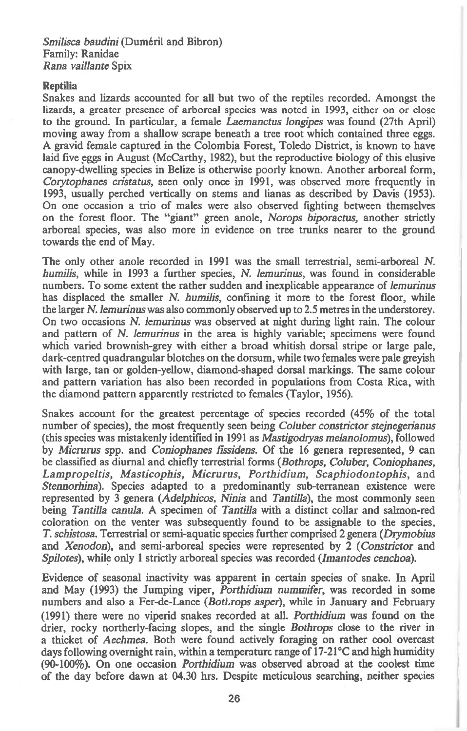*Smilisca baudini* (Duméril and Bibron)
Family: Ranidae
*Rana vaillante* Spix

**Reptilia**

Snakes and lizards accounted for all but two of the reptiles recorded. Amongst the lizards, a greater presence of arboreal species was noted in 1993, either on or close to the ground. In particular, a female *Laemanctus longipes* was found (27th April) moving away from a shallow scrape beneath a tree root which contained three eggs. A gravid female captured in the Colombia Forest, Toledo District, is known to have laid five eggs in August (McCarthy, 1982), but the reproductive biology of this elusive canopy-dwelling species in Belize is otherwise poorly known. Another arboreal form, *Corytophanes cristatus*, seen only once in 1991, was observed more frequently in 1993, usually perched vertically on stems and lianas as described by Davis (1953). On one occasion a trio of males were also observed fighting between themselves on the forest floor. The "giant" green anole, *Norops biporactus*, another strictly arboreal species, was also more in evidence on tree trunks nearer to the ground towards the end of May.

The only other anole recorded in 1991 was the small terrestrial, semi-arboreal *N. humilis*, while in 1993 a further species, *N. lemurinus*, was found in considerable numbers. To some extent the rather sudden and inexplicable appearance of *lemurinus* has displaced the smaller *N. humilis*, confining it more to the forest floor, while the larger *N. lemurinus* was also commonly observed up to 2.5 metres in the understorey. On two occasions *N. lemurinus* was observed at night during light rain. The colour and pattern of *N. lemurinus* in the area is highly variable; specimens were found which varied brownish-grey with either a broad whitish dorsal stripe or large pale, dark-centred quadrangular blotches on the dorsum, while two females were pale greyish with large, tan or golden-yellow, diamond-shaped dorsal markings. The same colour and pattern variation has also been recorded in populations from Costa Rica, with the diamond pattern apparently restricted to females (Taylor, 1956).

Snakes account for the greatest percentage of species recorded (45% of the total number of species), the most frequently seen being *Coluber constrictor stejnegerianus* (this species was mistakenly identified in 1991 as *Mastigodryas melanolomus*), followed by *Micrurus* spp. and *Coniophanes fissidens*. Of the 16 genera represented, 9 can be classified as diurnal and chiefly terrestrial forms (*Bothrops, Coluber, Coniophanes, Lampropeltis, Masticophis, Micrurus, Porthidium, Scaphiodontophis*, and *Stennorhina*). Species adapted to a predominantly sub-terranean existence were represented by 3 genera (*Adelphicos, Ninia* and *Tantilla*), the most commonly seen being *Tantilla canula*. A specimen of *Tantilla* with a distinct collar and salmon-red coloration on the venter was subsequently found to be assignable to the species, *T. schistosa*. Terrestrial or semi-aquatic species further comprised 2 genera (*Drymobius* and *Xenodon*), and semi-arboreal species were represented by 2 (*Constrictor* and *Spilotes*), while only 1 strictly arboreal species was recorded (*Imantodes cenchoa*).

Evidence of seasonal inactivity was apparent in certain species of snake. In April and May (1993) the Jumping viper, *Porthidium nummifer*, was recorded in some numbers and also a Fer-de-Lance (*Bothrops asper*), while in January and February (1991) there were no viperid snakes recorded at all. *Porthidium* was found on the drier, rocky northerly-facing slopes, and the single *Bothrops* close to the river in a thicket of *Aechmea*. Both were found actively foraging on rather cool overcast days following overnight rain, within a temperature range of 17-21°C and high humidity (90-100%). On one occasion *Porthidium* was observed abroad at the coolest time of the day before dawn at 04.30 hrs. Despite meticulous searching, neither species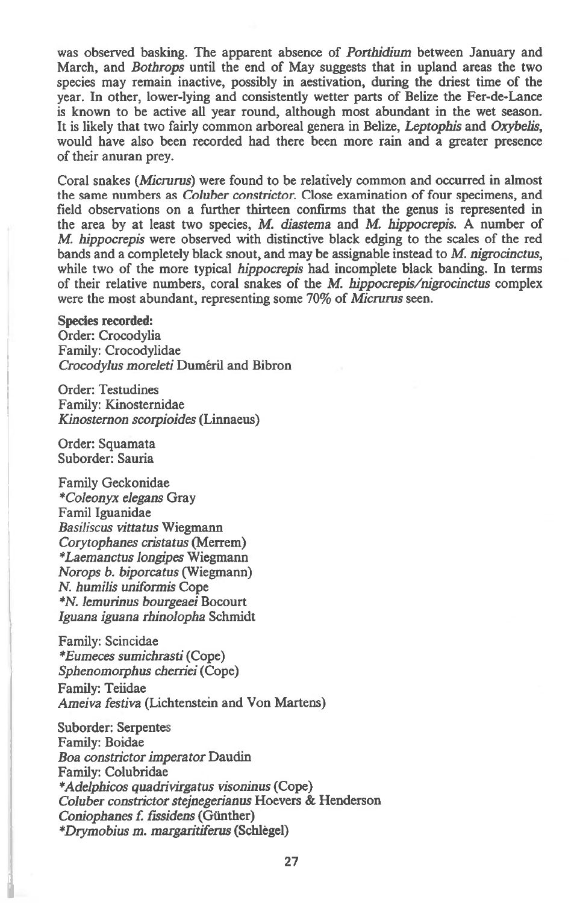was observed basking. The apparent absence of *Porthidium* between January and March, and *Bothrops* until the end of May suggests that in upland areas the two species may remain inactive, possibly in aestivation, during the driest time of the year. In other, lower-lying and consistently wetter parts of Belize the Fer-de-Lance is known to be active all year round, although most abundant in the wet season. It is likely that two fairly common arboreal genera in Belize, *Leptophis* and *Oxybelis*, would have also been recorded had there been more rain and a greater presence of their anuran prey.

Coral snakes (*Micrurus*) were found to be relatively common and occurred in almost the same numbers as *Coluber constrictor*. Close examination of four specimens, and field observations on a further thirteen confirms that the genus is represented in the area by at least two species, *M. diastema* and *M. hippocrepis*. A number of *M. hippocrepis* were observed with distinctive black edging to the scales of the red bands and a completely black snout, and may be assignable instead to *M. nigrocinctus*, while two of the more typical *hippocrepis* had incomplete black banding. In terms of their relative numbers, coral snakes of the *M. hippocrepis/nigrocinctus* complex were the most abundant, representing some 70% of *Micrurus* seen.

**Species recorded:**
Order: Crocodylia
Family: Crocodylidae
*Crocodylus moreleti* Duméril and Bibron

Order: Testudines
Family: Kinosternidae
*Kinosternon scorpioides* (Linnaeus)

Order: Squamata
Suborder: Sauria

Family Geckonidae
*\*Coleonyx elegans* Gray
Famil Iguanidae
*Basiliscus vittatus* Wiegmann
*Corytophanes cristatus* (Merrem)
*\*Laemanctus longipes* Wiegmann
*Norops b. biporcatus* (Wiegmann)
*N. humilis uniformis* Cope
*\*N. lemurinus bourgeaei* Bocourt
*Iguana iguana rhinolopha* Schmidt

Family: Scincidae
*\*Eumeces sumichrasti* (Cope)
*Sphenomorphus cherriei* (Cope)
Family: Teiidae
*Ameiva festiva* (Lichtenstein and Von Martens)

Suborder: Serpentes
Family: Boidae
*Boa constrictor imperator* Daudin
Family: Colubridae
*\*Adelphicos quadrivirgatus visoninus* (Cope)
*Coluber constrictor stejnegerianus* Hoevers & Henderson
*Coniophanes f. fissidens* (Günther)
*\*Drymobius m. margaritiferus* (Schlègel)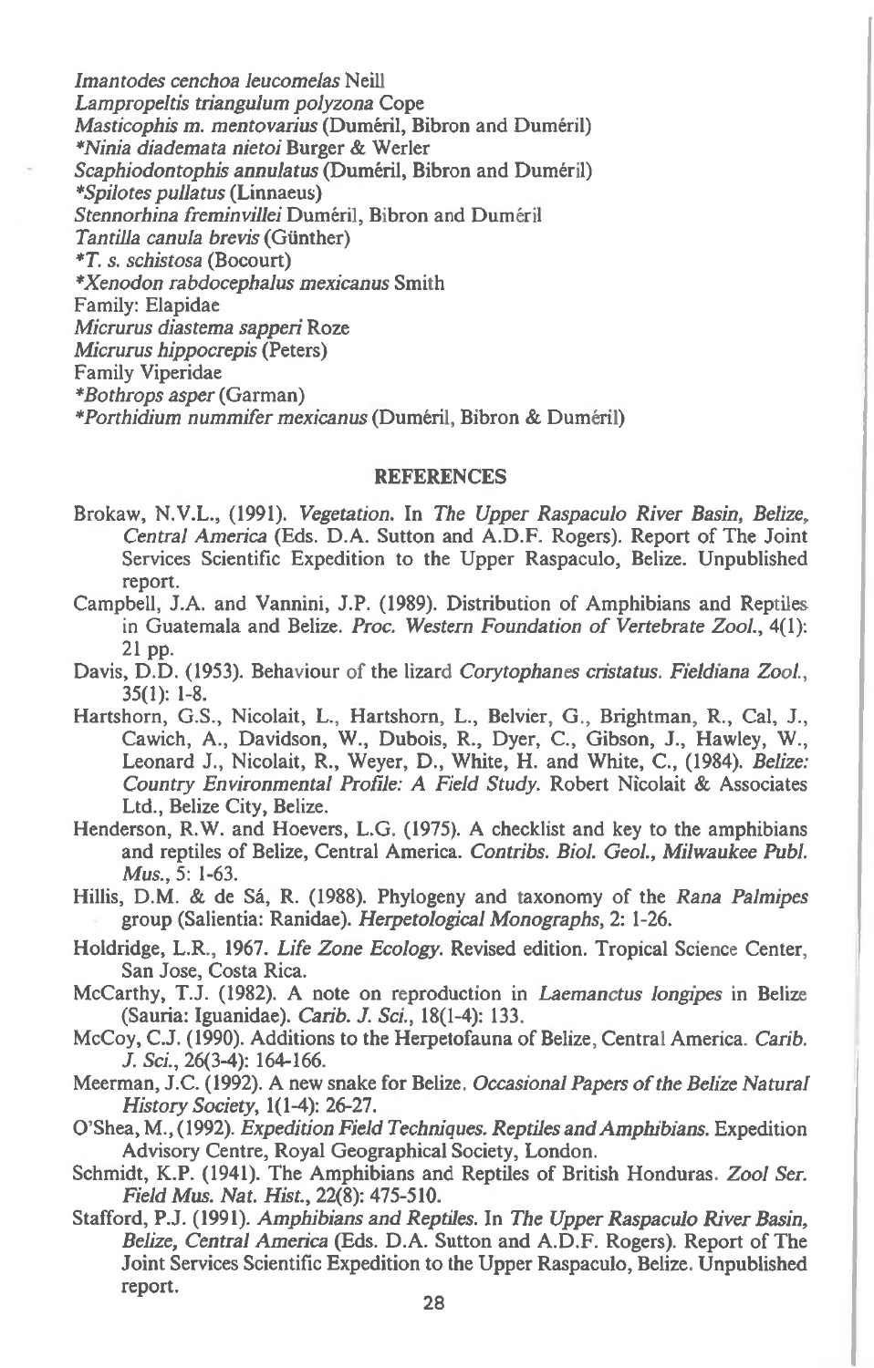*Imantodes cenchoa leucomelas* Neill
*Lampropeltis triangulum polyzona* Cope
*Masticophis m. mentovarius* (Duméril, Bibron and Duméril)
**Ninia diademata nietoi* Burger & Werler
*Scaphiodontophis annulatus* (Duméril, Bibron and Duméril)
**Spilotes pullatus* (Linnaeus)
*Stennorhina freminvillei* Duméril, Bibron and Duméril
*Tantilla canula brevis* (Günther)
**T. s. schistosa* (Bocourt)
**Xenodon rabdocephalus mexicanus* Smith
Family: Elapidae
*Micrurus diastema sapperi* Roze
*Micrurus hippocrepis* (Peters)
Family Viperidae
**Bothrops asper* (Garman)
**Porthidium nummifer mexicanus* (Duméril, Bibron & Duméril)

## REFERENCES

Brokaw, N.V.L., (1991). *Vegetation.* In *The Upper Raspaculo River Basin, Belize, Central America* (Eds. D.A. Sutton and A.D.F. Rogers). Report of The Joint Services Scientific Expedition to the Upper Raspaculo, Belize. Unpublished report.

Campbell, J.A. and Vannini, J.P. (1989). Distribution of Amphibians and Reptiles in Guatemala and Belize. *Proc. Western Foundation of Vertebrate Zool.*, 4(1): 21 pp.

Davis, D.D. (1953). Behaviour of the lizard *Corytophanes cristatus*. *Fieldiana Zool.*, 35(1): 1-8.

Hartshorn, G.S., Nicolait, L., Hartshorn, L., Belvier, G., Brightman, R., Cal, J., Cawich, A., Davidson, W., Dubois, R., Dyer, C., Gibson, J., Hawley, W., Leonard J., Nicolait, R., Weyer, D., White, H. and White, C., (1984). *Belize: Country Environmental Profile: A Field Study.* Robert Nicolait & Associates Ltd., Belize City, Belize.

Henderson, R.W. and Hoevers, L.G. (1975). A checklist and key to the amphibians and reptiles of Belize, Central America. *Contribs. Biol. Geol., Milwaukee Publ. Mus.*, 5: 1-63.

Hillis, D.M. & de Sá, R. (1988). Phylogeny and taxonomy of the *Rana Palmipes* group (Salientia: Ranidae). *Herpetological Monographs*, 2: 1-26.

Holdridge, L.R., 1967. *Life Zone Ecology.* Revised edition. Tropical Science Center, San Jose, Costa Rica.

McCarthy, T.J. (1982). A note on reproduction in *Laemanctus longipes* in Belize (Sauria: Iguanidae). *Carib. J. Sci.*, 18(1-4): 133.

McCoy, C.J. (1990). Additions to the Herpetofauna of Belize, Central America. *Carib. J. Sci.*, 26(3-4): 164-166.

Meerman, J.C. (1992). A new snake for Belize. *Occasional Papers of the Belize Natural History Society*, 1(1-4): 26-27.

O'Shea, M., (1992). *Expedition Field Techniques. Reptiles and Amphibians.* Expedition Advisory Centre, Royal Geographical Society, London.

Schmidt, K.P. (1941). The Amphibians and Reptiles of British Honduras. *Zool Ser. Field Mus. Nat. Hist.*, 22(8): 475-510.

Stafford, P.J. (1991). *Amphibians and Reptiles.* In *The Upper Raspaculo River Basin, Belize, Central America* (Eds. D.A. Sutton and A.D.F. Rogers). Report of The Joint Services Scientific Expedition to the Upper Raspaculo, Belize. Unpublished report.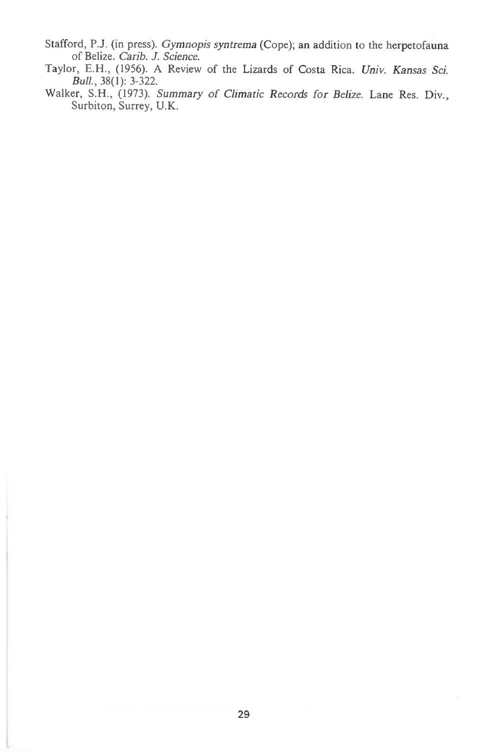Stafford, P.J. (in press). *Gymnopis syntrema* (Cope); an addition to the herpetofauna of Belize. *Carib. J. Science.*

Taylor, E.H., (1956). A Review of the Lizards of Costa Rica. *Univ. Kansas Sci. Bull.*, 38(1): 3-322.

Walker, S.H., (1973). *Summary of Climatic Records for Belize.* Lane Res. Div., Surbiton, Surrey, U.K.